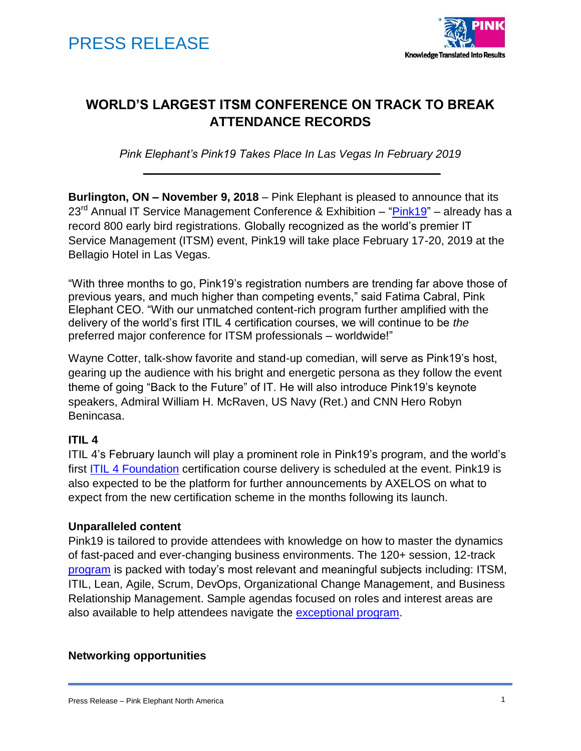PRESS RELEASE

# WORLD'S LARGEST ITSM CONFERENCE ON TRACK TO BREAK ATTENDANCE RECORDS

*Pink Elephant's Pink19 Takes Place In Las Vegas In February 2019*

---

**Burlington, ON – November 9, 2018** – Pink Elephant is pleased to announce that its 23rd Annual IT Service Management Conference & Exhibition – "Pink19" – already has a record 800 early bird registrations. Globally recognized as the world's premier IT Service Management (ITSM) event, Pink19 will take place February 17-20, 2019 at the Bellagio Hotel in Las Vegas.

"With three months to go, Pink19's registration numbers are trending far above those of previous years, and much higher than competing events," said Fatima Cabral, Pink Elephant CEO. "With our unmatched content-rich program further amplified with the delivery of the world's first ITIL 4 certification courses, we will continue to be *the* preferred major conference for ITSM professionals – worldwide!"

Wayne Cotter, talk-show favorite and stand-up comedian, will serve as Pink19's host, gearing up the audience with his bright and energetic persona as they follow the event theme of going "Back to the Future" of IT. He will also introduce Pink19's keynote speakers, Admiral William H. McRaven, US Navy (Ret.) and CNN Hero Robyn Benincasa.

**ITIL 4**

ITIL 4's February launch will play a prominent role in Pink19's program, and the world's first ITIL 4 Foundation certification course delivery is scheduled at the event. Pink19 is also expected to be the platform for further announcements by AXELOS on what to expect from the new certification scheme in the months following its launch.

**Unparalleled content**

Pink19 is tailored to provide attendees with knowledge on how to master the dynamics of fast-paced and ever-changing business environments. The 120+ session, 12-track program is packed with today's most relevant and meaningful subjects including: ITSM, ITIL, Lean, Agile, Scrum, DevOps, Organizational Change Management, and Business Relationship Management. Sample agendas focused on roles and interest areas are also available to help attendees navigate the exceptional program.

**Networking opportunities**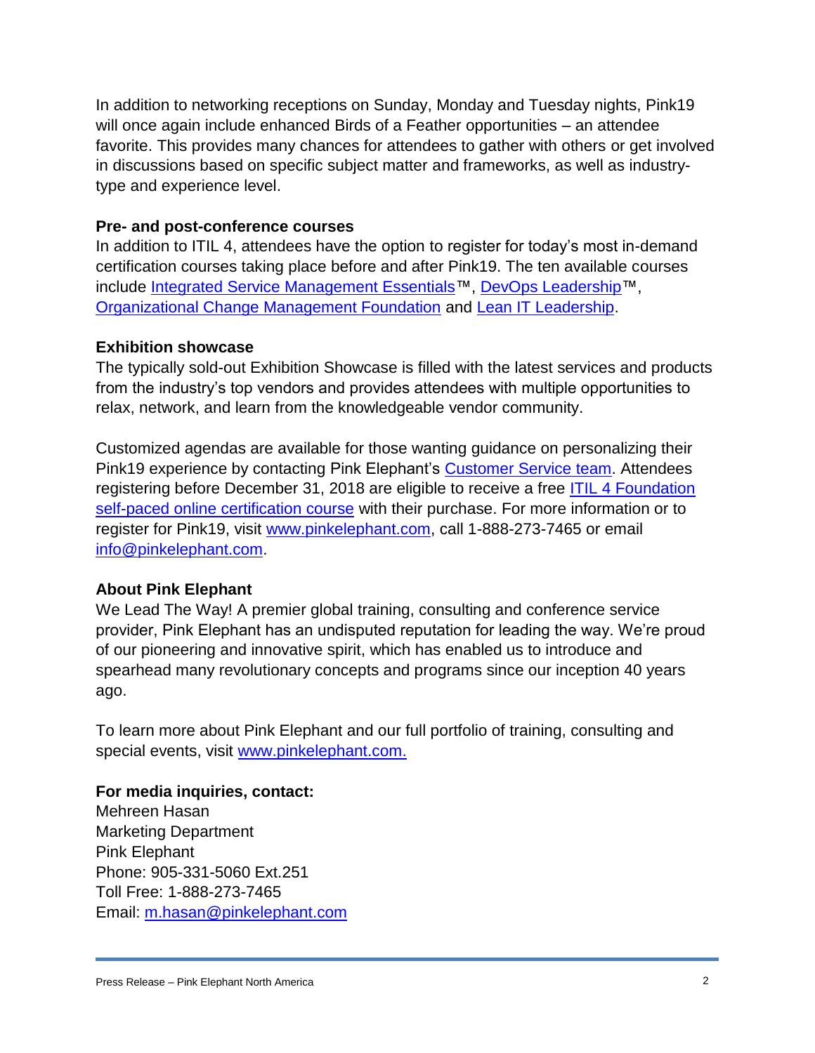In addition to networking receptions on Sunday, Monday and Tuesday nights, Pink19 will once again include enhanced Birds of a Feather opportunities – an attendee favorite. This provides many chances for attendees to gather with others or get involved in discussions based on specific subject matter and frameworks, as well as industry-type and experience level.

**Pre- and post-conference courses**

In addition to ITIL 4, attendees have the option to register for today's most in-demand certification courses taking place before and after Pink19. The ten available courses include Integrated Service Management Essentials™, DevOps Leadership™, Organizational Change Management Foundation and Lean IT Leadership.

**Exhibition showcase**

The typically sold-out Exhibition Showcase is filled with the latest services and products from the industry's top vendors and provides attendees with multiple opportunities to relax, network, and learn from the knowledgeable vendor community.

Customized agendas are available for those wanting guidance on personalizing their Pink19 experience by contacting Pink Elephant's Customer Service team. Attendees registering before December 31, 2018 are eligible to receive a free ITIL 4 Foundation self-paced online certification course with their purchase. For more information or to register for Pink19, visit www.pinkelephant.com, call 1-888-273-7465 or email info@pinkelephant.com.

**About Pink Elephant**

We Lead The Way! A premier global training, consulting and conference service provider, Pink Elephant has an undisputed reputation for leading the way. We're proud of our pioneering and innovative spirit, which has enabled us to introduce and spearhead many revolutionary concepts and programs since our inception 40 years ago.

To learn more about Pink Elephant and our full portfolio of training, consulting and special events, visit www.pinkelephant.com.

**For media inquiries, contact:**

Mehreen Hasan
Marketing Department
Pink Elephant
Phone: 905-331-5060 Ext.251
Toll Free: 1-888-273-7465
Email: m.hasan@pinkelephant.com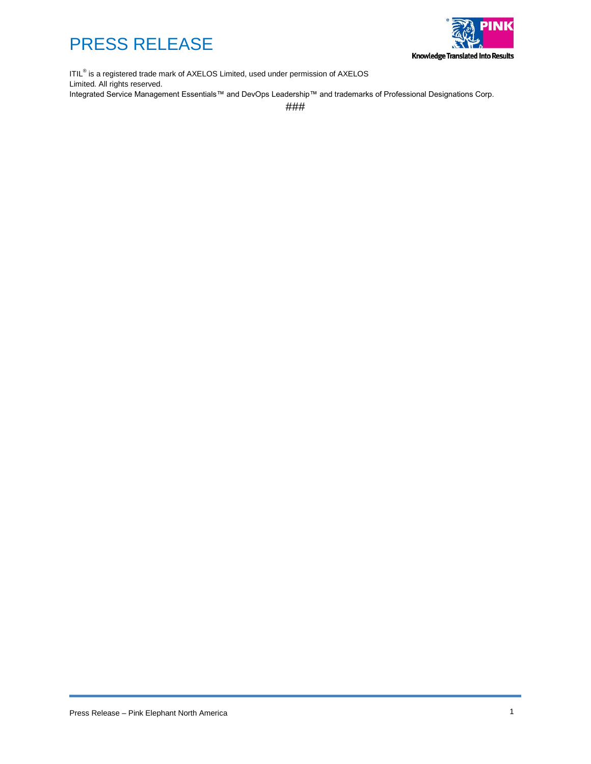ITIL® is a registered trade mark of AXELOS Limited, used under permission of AXELOS Limited. All rights reserved.

Integrated Service Management Essentials™ and DevOps Leadership™ and trademarks of Professional Designations Corp.

###